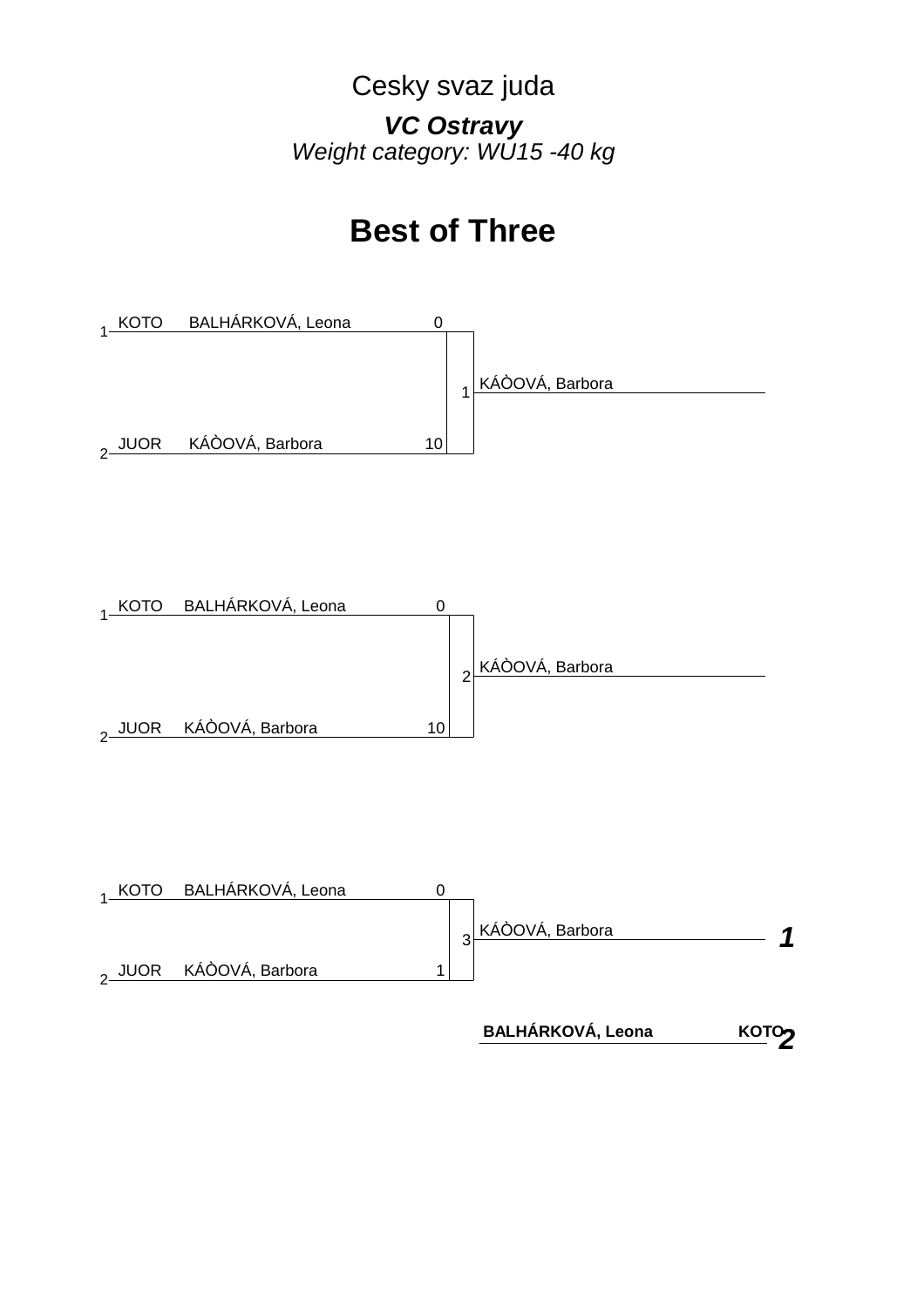Cesky svaz juda

***VC Ostravy***

*Weight category: WU15 -40 kg*

# Best of Three

| # | Club | Name | Score | Match | Winner |
|---|---|---|---|---|---|
| 1 | KOTO | BALHÁRKOVÁ, Leona | 0 | 1 | KÁÒOVÁ, Barbora |
| 2 | JUOR | KÁÒOVÁ, Barbora | 10 | | |

| # | Club | Name | Score | Match | Winner |
|---|---|---|---|---|---|
| 1 | KOTO | BALHÁRKOVÁ, Leona | 0 | 2 | KÁÒOVÁ, Barbora |
| 2 | JUOR | KÁÒOVÁ, Barbora | 10 | | |

| # | Club | Name | Score | Match | Winner |
|---|---|---|---|---|---|
| 1 | KOTO | BALHÁRKOVÁ, Leona | 0 | 3 | KÁÒOVÁ, Barbora |
| 2 | JUOR | KÁÒOVÁ, Barbora | 1 | | |

| Place | Name | Club |
|---|---|---|
| ***1*** | KÁÒOVÁ, Barbora | |
| ***2*** | **BALHÁRKOVÁ, Leona** | **KOTO** |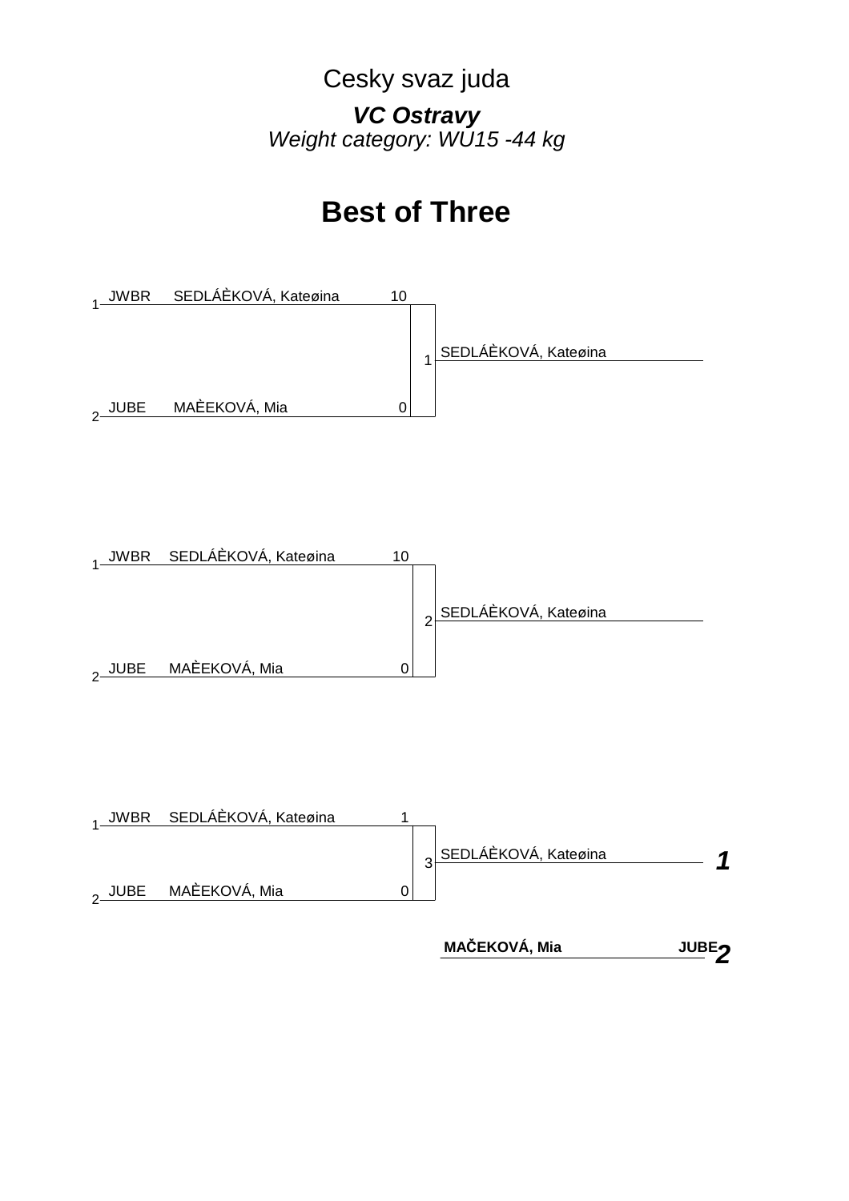Cesky svaz juda

***VC Ostravy***

*Weight category: WU15 -44 kg*

# Best of Three

| # | Club | Name | Score | Match | Winner |
|---|---|---|---|---|---|
| 1 | JWBR | SEDLÁÈKOVÁ, Kateøina | 10 | 1 | SEDLÁÈKOVÁ, Kateøina |
| 2 | JUBE | MAÈEKOVÁ, Mia | 0 | | |

| # | Club | Name | Score | Match | Winner |
|---|---|---|---|---|---|
| 1 | JWBR | SEDLÁÈKOVÁ, Kateøina | 10 | 2 | SEDLÁÈKOVÁ, Kateøina |
| 2 | JUBE | MAÈEKOVÁ, Mia | 0 | | |

| # | Club | Name | Score | Match | Winner |
|---|---|---|---|---|---|
| 1 | JWBR | SEDLÁÈKOVÁ, Kateøina | 1 | 3 | SEDLÁÈKOVÁ, Kateøina |
| 2 | JUBE | MAÈEKOVÁ, Mia | 0 | | |

| Place | Name | Club |
|---|---|---|
| ***1*** | SEDLÁÈKOVÁ, Kateøina | |
| ***2*** | **MAČEKOVÁ, Mia** | **JUBE** |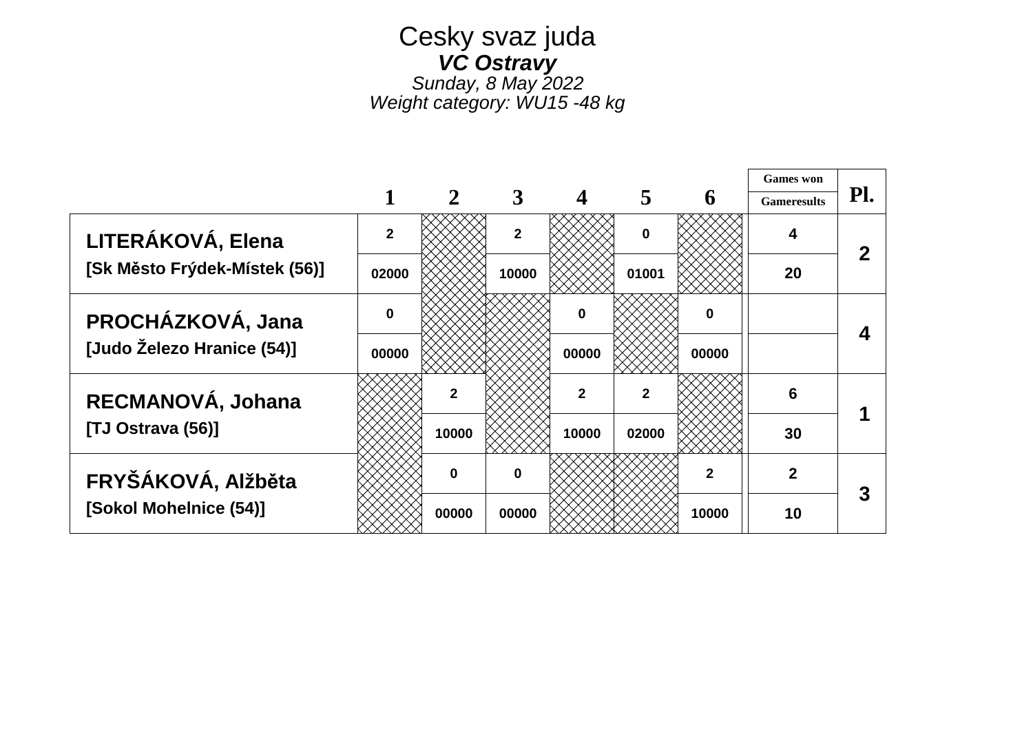# Cesky svaz juda

***VC Ostravy***

*Sunday, 8 May 2022*

*Weight category: WU15 -48 kg*

| | 1 | 2 | 3 | 4 | 5 | 6 | Games won / Gameresults | Pl. |
|---|---|---|---|---|---|---|---|---|
| **LITERÁKOVÁ, Elena** | 2 | | 2 | | 0 | | 4 | 2 |
| [Sk Město Frýdek-Místek (56)] | 02000 | | 10000 | | 01001 | | 20 | |
| **PROCHÁZKOVÁ, Jana** | 0 | | | 0 | | 0 | | 4 |
| [Judo Železo Hranice (54)] | 00000 | | | 00000 | | 00000 | | |
| **RECMANOVÁ, Johana** | | 2 | | 2 | 2 | | 6 | 1 |
| [TJ Ostrava (56)] | | 10000 | | 10000 | 02000 | | 30 | |
| **FRYŠÁKOVÁ, Alžběta** | | 0 | 0 | | | 2 | 2 | 3 |
| [Sokol Mohelnice (54)] | | 00000 | 00000 | | | 10000 | 10 | |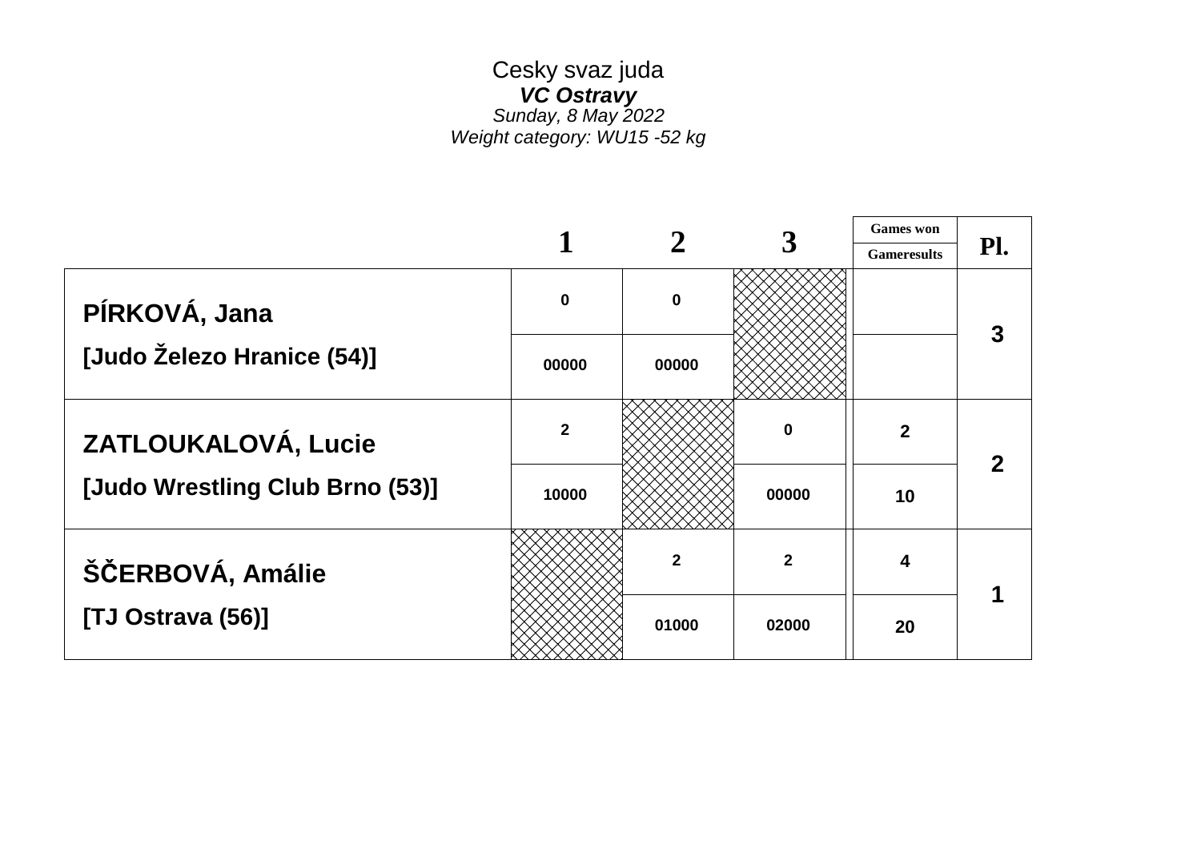Cesky svaz juda

***VC Ostravy***

*Sunday, 8 May 2022*

*Weight category: WU15 -52 kg*

| | 1 | 2 | 3 | Games won / Gameresults | Pl. |
|---|---|---|---|---|---|
| **PÍRKOVÁ, Jana** | 0 | 0 | | | 3 |
| **[Judo Železo Hranice (54)]** | 00000 | 00000 | | | |
| **ZATLOUKALOVÁ, Lucie** | 2 | | 0 | 2 | 2 |
| **[Judo Wrestling Club Brno (53)]** | 10000 | | 00000 | 10 | |
| **ŠČERBOVÁ, Amálie** | | 2 | 2 | 4 | 1 |
| **[TJ Ostrava (56)]** | | 01000 | 02000 | 20 | |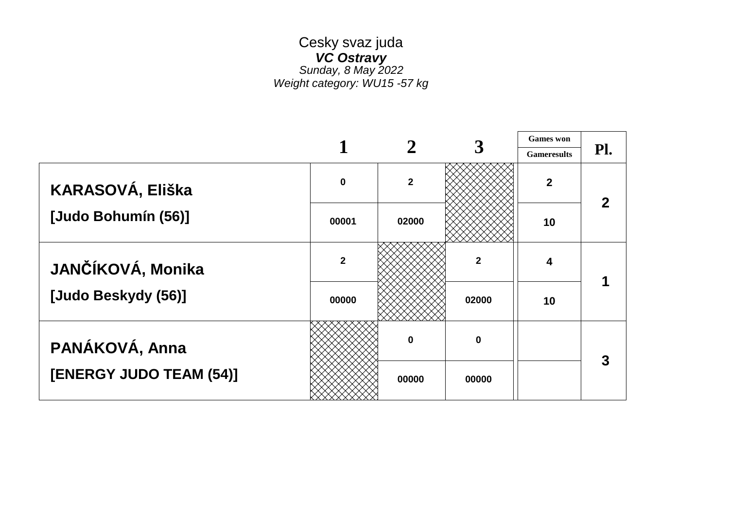Cesky svaz juda

***VC Ostravy***

*Sunday, 8 May 2022*

*Weight category: WU15 -57 kg*

| | 1 | 2 | 3 | Games won / Gameresults | Pl. |
|---|---|---|---|---|---|
| **KARASOVÁ, Eliška** | 0 | 2 | | 2 | 2 |
| **[Judo Bohumín (56)]** | 00001 | 02000 | | 10 | |
| **JANČÍKOVÁ, Monika** | 2 | | 2 | 4 | 1 |
| **[Judo Beskydy (56)]** | 00000 | | 02000 | 10 | |
| **PANÁKOVÁ, Anna** | | 0 | 0 | | 3 |
| **[ENERGY JUDO TEAM (54)]** | | 00000 | 00000 | | |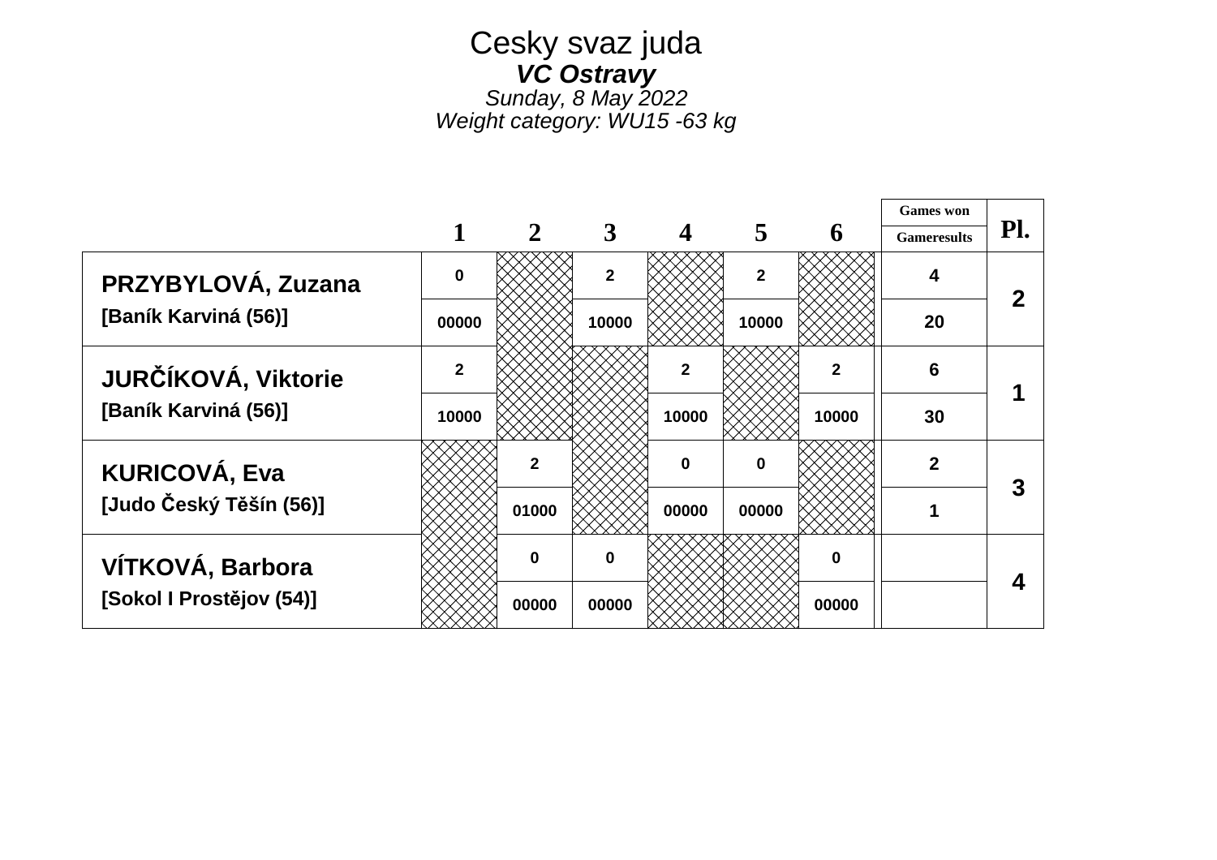# Cesky svaz juda

### *VC Ostravy*

*Sunday, 8 May 2022*

*Weight category: WU15 -63 kg*

| | 1 | 2 | 3 | 4 | 5 | 6 | Games won / Gameresults | Pl. |
|---|---|---|---|---|---|---|---|---|
| **PRZYBYLOVÁ, Zuzana** | 0 | | 2 | | 2 | | 4 | 2 |
| **[Baník Karviná (56)]** | 00000 | | 10000 | | 10000 | | 20 | |
| **JURČÍKOVÁ, Viktorie** | 2 | | | 2 | | 2 | 6 | 1 |
| **[Baník Karviná (56)]** | 10000 | | | 10000 | | 10000 | 30 | |
| **KURICOVÁ, Eva** | | 2 | | 0 | 0 | | 2 | 3 |
| **[Judo Český Těšín (56)]** | | 01000 | | 00000 | 00000 | | 1 | |
| **VÍTKOVÁ, Barbora** | | 0 | 0 | | | 0 | | 4 |
| **[Sokol I Prostějov (54)]** | | 00000 | 00000 | | | 00000 | | |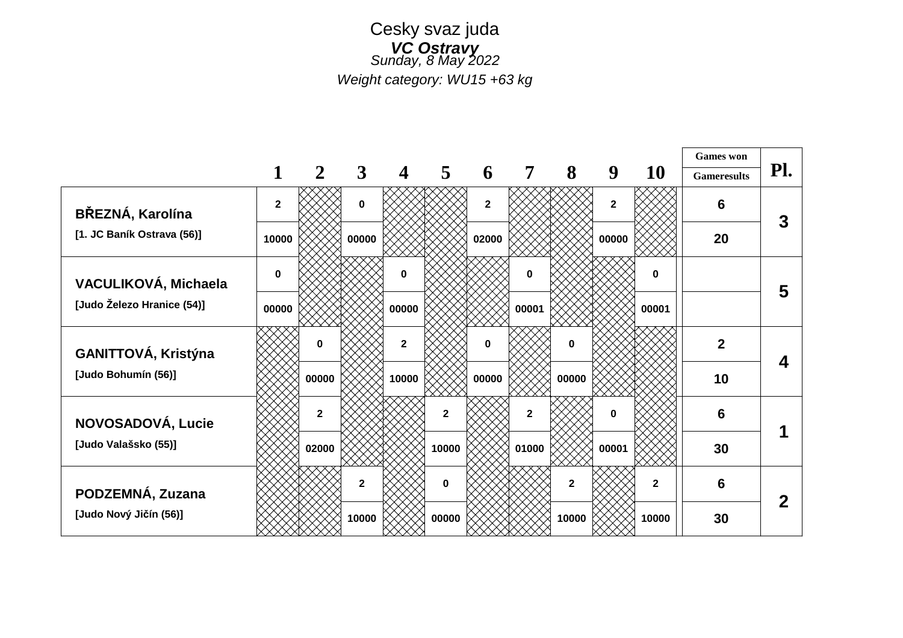Cesky svaz juda

***VC Ostravy***

*Sunday, 8 May 2022*

*Weight category: WU15 +63 kg*

| | 1 | 2 | 3 | 4 | 5 | 6 | 7 | 8 | 9 | 10 | Games won / Gameresults | Pl. |
|---|---|---|---|---|---|---|---|---|---|---|---|---|
| **BŘEZNÁ, Karolína** | 2 | | 0 | | | 2 | | | 2 | | 6 | 3 |
| [1. JC Baník Ostrava (56)] | 10000 | | 00000 | | | 02000 | | | 00000 | | 20 | |
| **VACULIKOVÁ, Michaela** | 0 | | | 0 | | | 0 | | | 0 | | 5 |
| [Judo Železo Hranice (54)] | 00000 | | | 00000 | | | 00001 | | | 00001 | | |
| **GANITTOVÁ, Kristýna** | | 0 | | 2 | | 0 | | 0 | | | 2 | 4 |
| [Judo Bohumín (56)] | | 00000 | | 10000 | | 00000 | | 00000 | | | 10 | |
| **NOVOSADOVÁ, Lucie** | | 2 | | | 2 | | 2 | | 0 | | 6 | 1 |
| [Judo Valašsko (55)] | | 02000 | | | 10000 | | 01000 | | 00001 | | 30 | |
| **PODZEMNÁ, Zuzana** | | | 2 | | 0 | | | 2 | | 2 | 6 | 2 |
| [Judo Nový Jičín (56)] | | | 10000 | | 00000 | | | 10000 | | 10000 | 30 | |